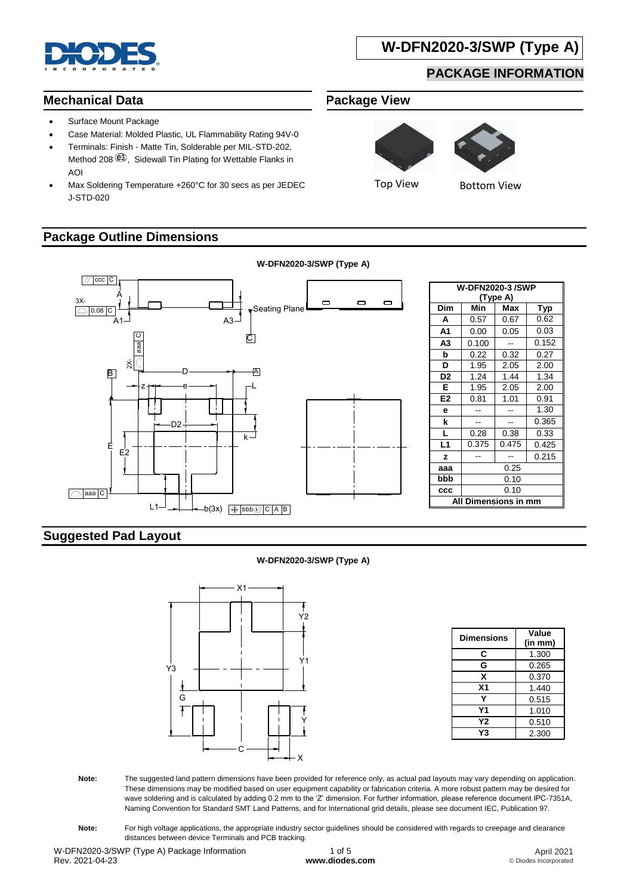# W-DFN2020-3/SWP (Type A)

## PACKAGE INFORMATION

## Mechanical Data

- Surface Mount Package
- Case Material: Molded Plastic, UL Flammability Rating 94V-0
- Terminals: Finish - Matte Tin, Solderable per MIL-STD-202, Method 208 ⓔ3, Sidewall Tin Plating for Wettable Flanks in AOI
- Max Soldering Temperature +260°C for 30 secs as per JEDEC J-STD-020

## Package View

Top View    Bottom View

## Package Outline Dimensions

**W-DFN2020-3/SWP (Type A)**

| W-DFN2020-3 /SWP (Type A) | | | |
|---|---|---|---|
| **Dim** | **Min** | **Max** | **Typ** |
| **A** | 0.57 | 0.67 | 0.62 |
| **A1** | 0.00 | 0.05 | 0.03 |
| **A3** | 0.100 | -- | 0.152 |
| **b** | 0.22 | 0.32 | 0.27 |
| **D** | 1.95 | 2.05 | 2.00 |
| **D2** | 1.24 | 1.44 | 1.34 |
| **E** | 1.95 | 2.05 | 2.00 |
| **E2** | 0.81 | 1.01 | 0.91 |
| **e** | -- | -- | 1.30 |
| **k** | -- | -- | 0.365 |
| **L** | 0.28 | 0.38 | 0.33 |
| **L1** | 0.375 | 0.475 | 0.425 |
| **z** | -- | -- | 0.215 |
| **aaa** | 0.25 | | |
| **bbb** | 0.10 | | |
| **ccc** | 0.10 | | |
| **All Dimensions in mm** | | | |

## Suggested Pad Layout

**W-DFN2020-3/SWP (Type A)**

| Dimensions | Value (in mm) |
|---|---|
| **C** | 1.300 |
| **G** | 0.265 |
| **X** | 0.370 |
| **X1** | 1.440 |
| **Y** | 0.515 |
| **Y1** | 1.010 |
| **Y2** | 0.510 |
| **Y3** | 2.300 |

**Note:** The suggested land pattern dimensions have been provided for reference only, as actual pad layouts may vary depending on application. These dimensions may be modified based on user equipment capability or fabrication criteria. A more robust pattern may be desired for wave soldering and is calculated by adding 0.2 mm to the 'Z' dimension. For further information, please reference document IPC-7351A, Naming Convention for Standard SMT Land Patterns, and for International grid details, please see document IEC, Publication 97.

**Note:** For high voltage applications, the appropriate industry sector guidelines should be considered with regards to creepage and clearance distances between device Terminals and PCB tracking.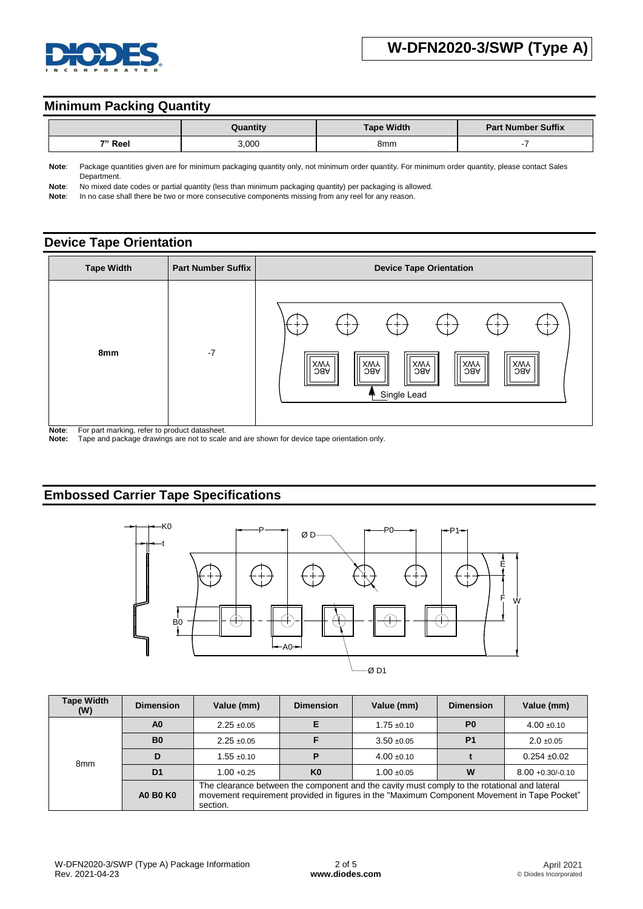## Minimum Packing Quantity

| | Quantity | Tape Width | Part Number Suffix |
|---|---|---|---|
| 7" Reel | 3,000 | 8mm | -7 |

**Note**: Package quantities given are for minimum packaging quantity only, not minimum order quantity. For minimum order quantity, please contact Sales Department.

**Note**: No mixed date codes or partial quantity (less than minimum packaging quantity) per packaging is allowed.

**Note**: In no case shall there be two or more consecutive components missing from any reel for any reason.

## Device Tape Orientation

| Tape Width | Part Number Suffix | Device Tape Orientation |
|---|---|---|
| 8mm | -7 | Single Lead |

**Note**: For part marking, refer to product datasheet.

**Note:** Tape and package drawings are not to scale and are shown for device tape orientation only.

## Embossed Carrier Tape Specifications

| Tape Width (W) | Dimension | Value (mm) | Dimension | Value (mm) | Dimension | Value (mm) |
|---|---|---|---|---|---|---|
| 8mm | A0 | 2.25 ±0.05 | E | 1.75 ±0.10 | P0 | 4.00 ±0.10 |
| | B0 | 2.25 ±0.05 | F | 3.50 ±0.05 | P1 | 2.0 ±0.05 |
| | D | 1.55 ±0.10 | P | 4.00 ±0.10 | t | 0.254 ±0.02 |
| | D1 | 1.00 +0.25 | K0 | 1.00 ±0.05 | W | 8.00 +0.30/-0.10 |
| | A0 B0 K0 | The clearance between the component and the cavity must comply to the rotational and lateral movement requirement provided in figures in the "Maximum Component Movement in Tape Pocket" section. | | | | |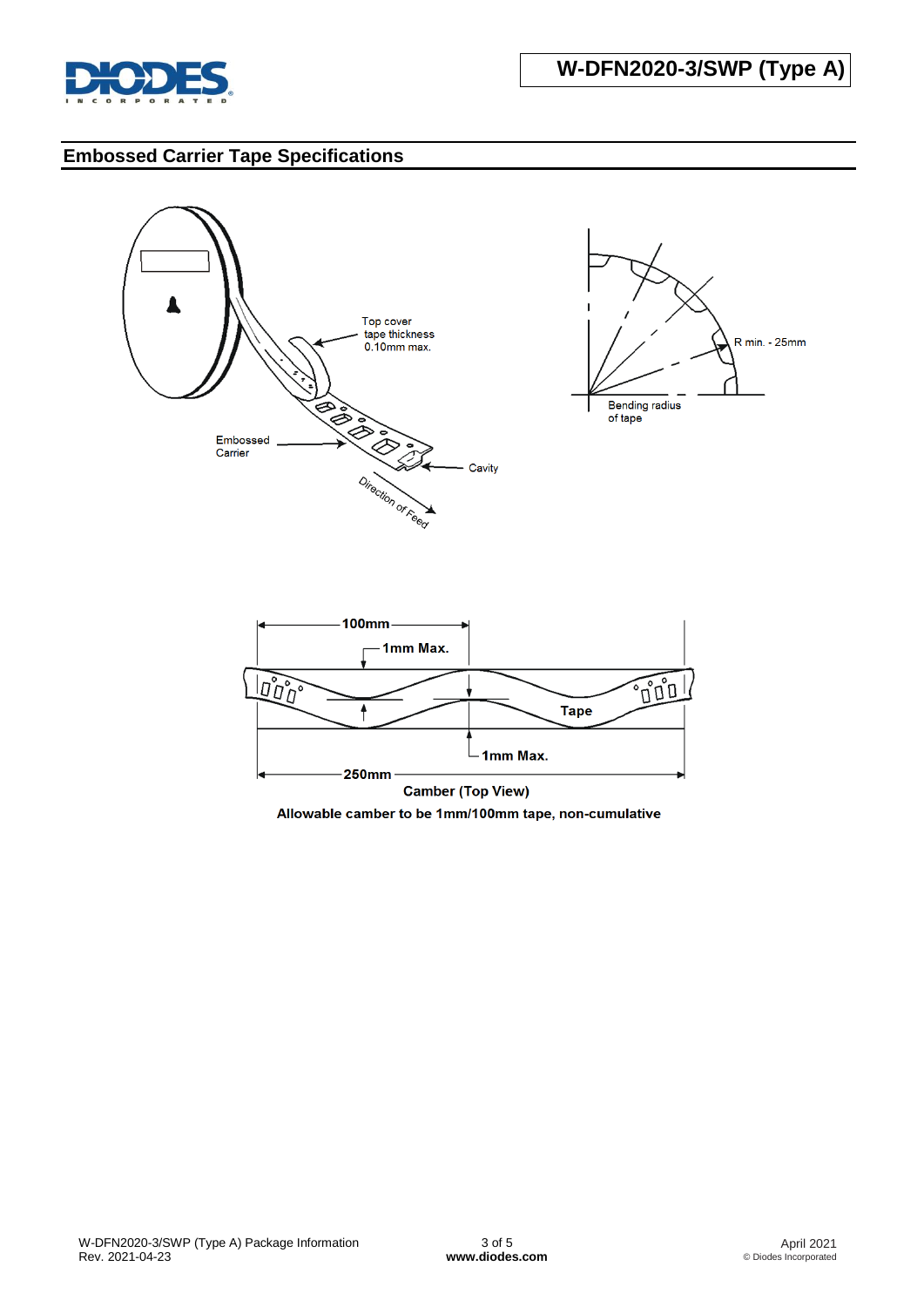## Embossed Carrier Tape Specifications

Top cover tape thickness 0.10mm max.

Embossed Carrier

Cavity

Direction of Feed

R min. - 25mm

Bending radius of tape

100mm

1mm Max.

Tape

1mm Max.

250mm

**Camber (Top View)**

**Allowable camber to be 1mm/100mm tape, non-cumulative**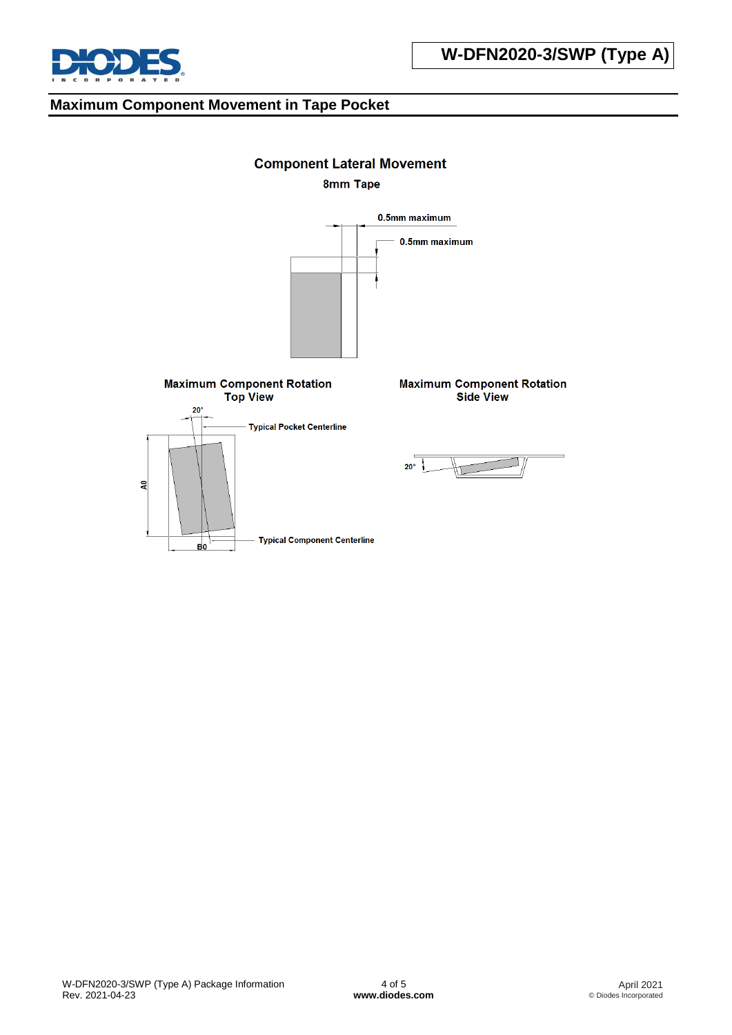## Maximum Component Movement in Tape Pocket

### Component Lateral Movement

8mm Tape

0.5mm maximum

0.5mm maximum

**Maximum Component Rotation**
**Top View**

20°

Typical Pocket Centerline

A0

B0

Typical Component Centerline

**Maximum Component Rotation**
**Side View**

20°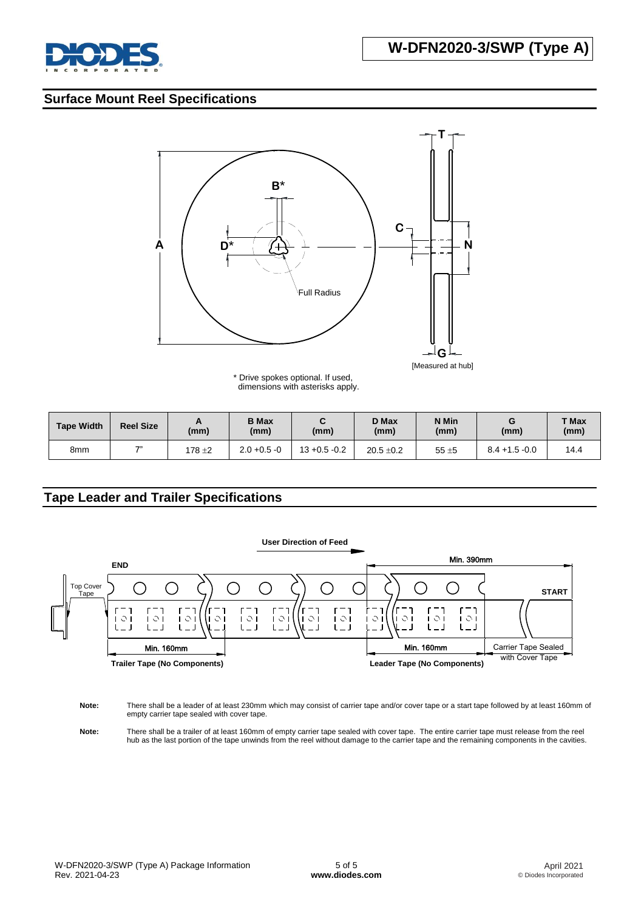## Surface Mount Reel Specifications

B*

C

A

D*

N

Full Radius

T

G

[Measured at hub]

\* Drive spokes optional. If used, dimensions with asterisks apply.

| Tape Width | Reel Size | A (mm) | B Max (mm) | C (mm) | D Max (mm) | N Min (mm) | G (mm) | T Max (mm) |
|---|---|---|---|---|---|---|---|---|
| 8mm | 7" | 178 ±2 | 2.0 +0.5 -0 | 13 +0.5 -0.2 | 20.5 ±0.2 | 55 ±5 | 8.4 +1.5 -0.0 | 14.4 |

## Tape Leader and Trailer Specifications

User Direction of Feed

END

Min. 390mm

Top Cover Tape

START

Min. 160mm

Min. 160mm

Carrier Tape Sealed with Cover Tape

Trailer Tape (No Components)

Leader Tape (No Components)

**Note:** There shall be a leader of at least 230mm which may consist of carrier tape and/or cover tape or a start tape followed by at least 160mm of empty carrier tape sealed with cover tape.

**Note:** There shall be a trailer of at least 160mm of empty carrier tape sealed with cover tape. The entire carrier tape must release from the reel hub as the last portion of the tape unwinds from the reel without damage to the carrier tape and the remaining components in the cavities.